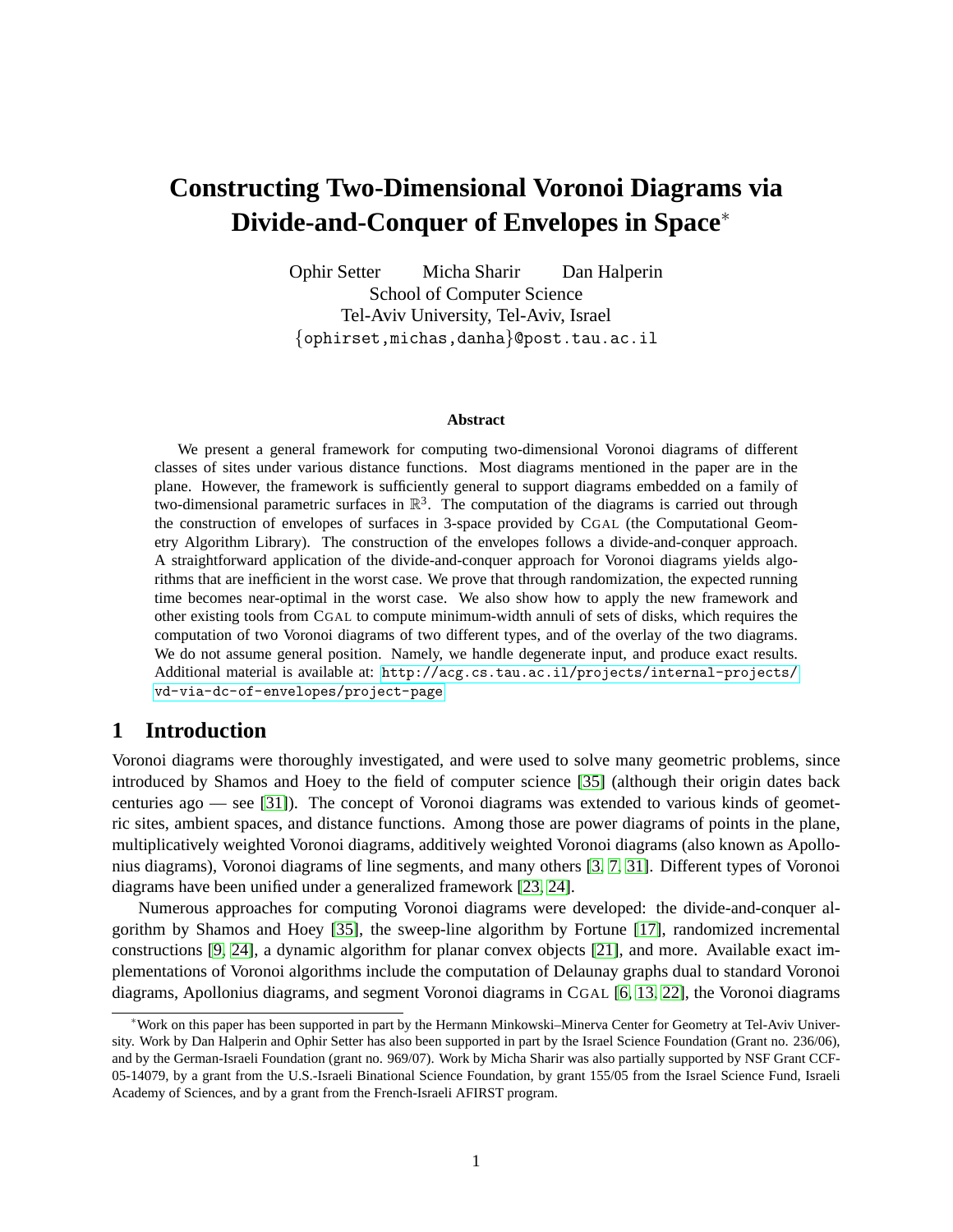# Constructing Two-Dimensional Voronoi Diagrams via Divide-and-Conquer of Envelopes in Space*

Ophir Setter Micha Sharir Dan Halperin
School of Computer Science
Tel-Aviv University, Tel-Aviv, Israel
{ophirset,michas,danha}@post.tau.ac.il

### Abstract

We present a general framework for computing two-dimensional Voronoi diagrams of different classes of sites under various distance functions. Most diagrams mentioned in the paper are in the plane. However, the framework is sufficiently general to support diagrams embedded on a family of two-dimensional parametric surfaces in $\mathbb{R}^3$. The computation of the diagrams is carried out through the construction of envelopes of surfaces in 3-space provided by CGAL (the Computational Geometry Algorithm Library). The construction of the envelopes follows a divide-and-conquer approach. A straightforward application of the divide-and-conquer approach for Voronoi diagrams yields algorithms that are inefficient in the worst case. We prove that through randomization, the expected running time becomes near-optimal in the worst case. We also show how to apply the new framework and other existing tools from CGAL to compute minimum-width annuli of sets of disks, which requires the computation of two Voronoi diagrams of two different types, and of the overlay of the two diagrams. We do not assume general position. Namely, we handle degenerate input, and produce exact results. Additional material is available at: http://acg.cs.tau.ac.il/projects/internal-projects/vd-via-dc-of-envelopes/project-page

## 1 Introduction

Voronoi diagrams were thoroughly investigated, and were used to solve many geometric problems, since introduced by Shamos and Hoey to the field of computer science [35] (although their origin dates back centuries ago — see [31]). The concept of Voronoi diagrams was extended to various kinds of geometric sites, ambient spaces, and distance functions. Among those are power diagrams of points in the plane, multiplicatively weighted Voronoi diagrams, additively weighted Voronoi diagrams (also known as Apollonius diagrams), Voronoi diagrams of line segments, and many others [3, 7, 31]. Different types of Voronoi diagrams have been unified under a generalized framework [23, 24].

Numerous approaches for computing Voronoi diagrams were developed: the divide-and-conquer algorithm by Shamos and Hoey [35], the sweep-line algorithm by Fortune [17], randomized incremental constructions [9, 24], a dynamic algorithm for planar convex objects [21], and more. Available exact implementations of Voronoi algorithms include the computation of Delaunay graphs dual to standard Voronoi diagrams, Apollonius diagrams, and segment Voronoi diagrams in CGAL [6, 13, 22], the Voronoi diagrams

---

*Work on this paper has been supported in part by the Hermann Minkowski–Minerva Center for Geometry at Tel-Aviv University. Work by Dan Halperin and Ophir Setter has also been supported in part by the Israel Science Foundation (Grant no. 236/06), and by the German-Israeli Foundation (grant no. 969/07). Work by Micha Sharir was also partially supported by NSF Grant CCF-05-14079, by a grant from the U.S.-Israeli Binational Science Foundation, by grant 155/05 from the Israel Science Fund, Israeli Academy of Sciences, and by a grant from the French-Israeli AFIRST program.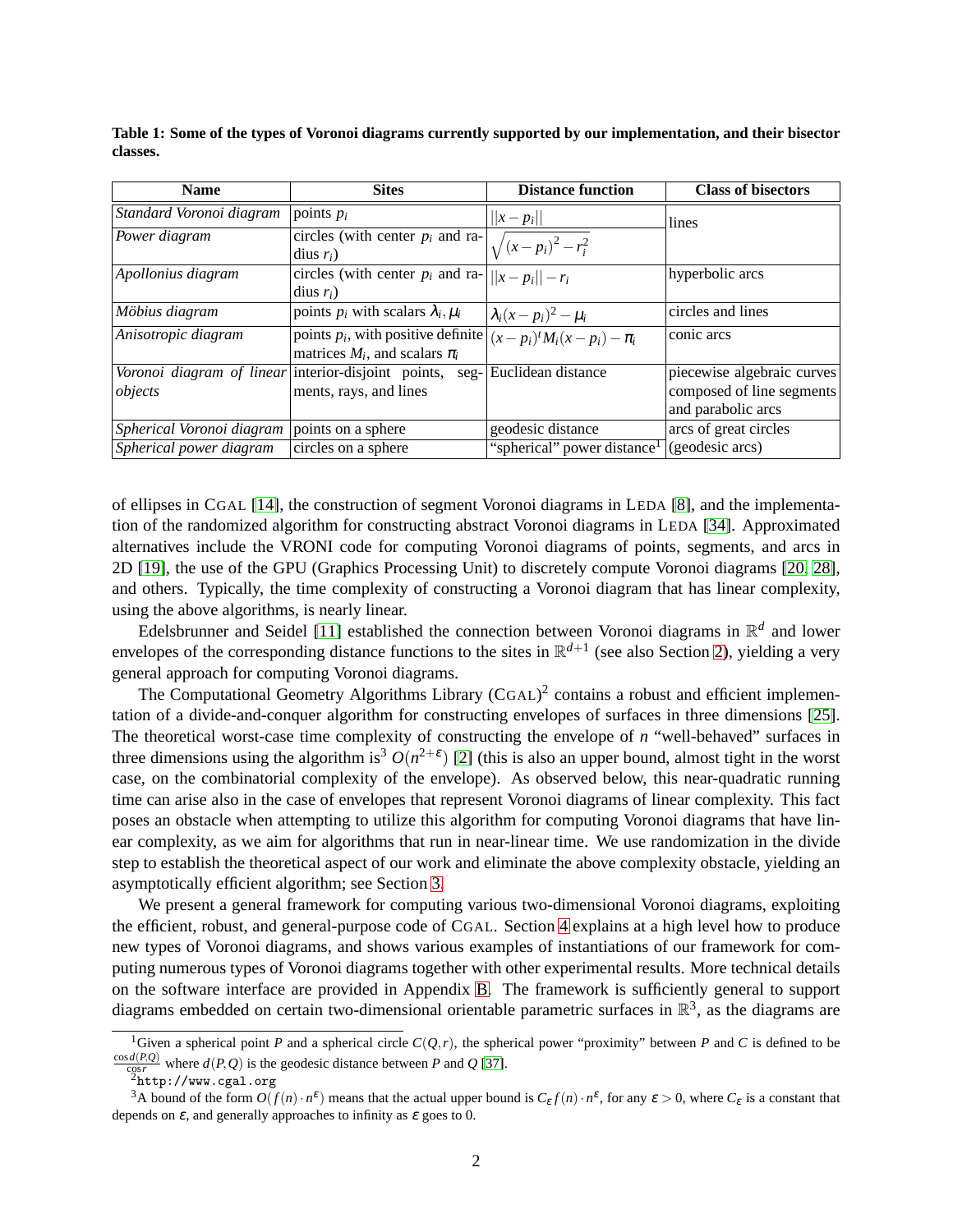**Table 1: Some of the types of Voronoi diagrams currently supported by our implementation, and their bisector classes.**

| Name | Sites | Distance function | Class of bisectors |
|---|---|---|---|
| *Standard Voronoi diagram* | points $p_i$ | $\|\|x - p_i\|\|$ | lines |
| *Power diagram* | circles (with center $p_i$ and radius $r_i$) | $\sqrt{(x-p_i)^2 - r_i^2}$ | |
| *Apollonius diagram* | circles (with center $p_i$ and radius $r_i$) | $\|\|x - p_i\|\| - r_i$ | hyperbolic arcs |
| *Möbius diagram* | points $p_i$ with scalars $\lambda_i, \mu_i$ | $\lambda_i(x-p_i)^2 - \mu_i$ | circles and lines |
| *Anisotropic diagram* | points $p_i$, with positive definite matrices $M_i$, and scalars $\pi_i$ | $(x-p_i)^t M_i (x-p_i) - \pi_i$ | conic arcs |
| *Voronoi diagram of linear objects* | interior-disjoint points, segments, rays, and lines | Euclidean distance | piecewise algebraic curves composed of line segments and parabolic arcs |
| *Spherical Voronoi diagram* | points on a sphere | geodesic distance | arcs of great circles |
| *Spherical power diagram* | circles on a sphere | "spherical" power distance[1] | (geodesic arcs) |

of ellipses in CGAL [14], the construction of segment Voronoi diagrams in LEDA [8], and the implementation of the randomized algorithm for constructing abstract Voronoi diagrams in LEDA [34]. Approximated alternatives include the VRONI code for computing Voronoi diagrams of points, segments, and arcs in 2D [19], the use of the GPU (Graphics Processing Unit) to discretely compute Voronoi diagrams [20, 28], and others. Typically, the time complexity of constructing a Voronoi diagram that has linear complexity, using the above algorithms, is nearly linear.

Edelsbrunner and Seidel [11] established the connection between Voronoi diagrams in $\mathbb{R}^d$ and lower envelopes of the corresponding distance functions to the sites in $\mathbb{R}^{d+1}$ (see also Section 2), yielding a very general approach for computing Voronoi diagrams.

The Computational Geometry Algorithms Library (CGAL)[2] contains a robust and efficient implementation of a divide-and-conquer algorithm for constructing envelopes of surfaces in three dimensions [25]. The theoretical worst-case time complexity of constructing the envelope of $n$ "well-behaved" surfaces in three dimensions using the algorithm is[3] $O(n^{2+\varepsilon})$ [2] (this is also an upper bound, almost tight in the worst case, on the combinatorial complexity of the envelope). As observed below, this near-quadratic running time can arise also in the case of envelopes that represent Voronoi diagrams of linear complexity. This fact poses an obstacle when attempting to utilize this algorithm for computing Voronoi diagrams that have linear complexity, as we aim for algorithms that run in near-linear time. We use randomization in the divide step to establish the theoretical aspect of our work and eliminate the above complexity obstacle, yielding an asymptotically efficient algorithm; see Section 3.

We present a general framework for computing various two-dimensional Voronoi diagrams, exploiting the efficient, robust, and general-purpose code of CGAL. Section 4 explains at a high level how to produce new types of Voronoi diagrams, and shows various examples of instantiations of our framework for computing numerous types of Voronoi diagrams together with other experimental results. More technical details on the software interface are provided in Appendix B. The framework is sufficiently general to support diagrams embedded on certain two-dimensional orientable parametric surfaces in $\mathbb{R}^3$, as the diagrams are

[1] Given a spherical point $P$ and a spherical circle $C(Q, r)$, the spherical power "proximity" between $P$ and $C$ is defined to be $\frac{\cos d(P,Q)}{\cos r}$ where $d(P,Q)$ is the geodesic distance between $P$ and $Q$ [37].

[2] `http://www.cgal.org`

[3] A bound of the form $O(f(n) \cdot n^{\varepsilon})$ means that the actual upper bound is $C_{\varepsilon} f(n) \cdot n^{\varepsilon}$, for any $\varepsilon > 0$, where $C_{\varepsilon}$ is a constant that depends on $\varepsilon$, and generally approaches to infinity as $\varepsilon$ goes to 0.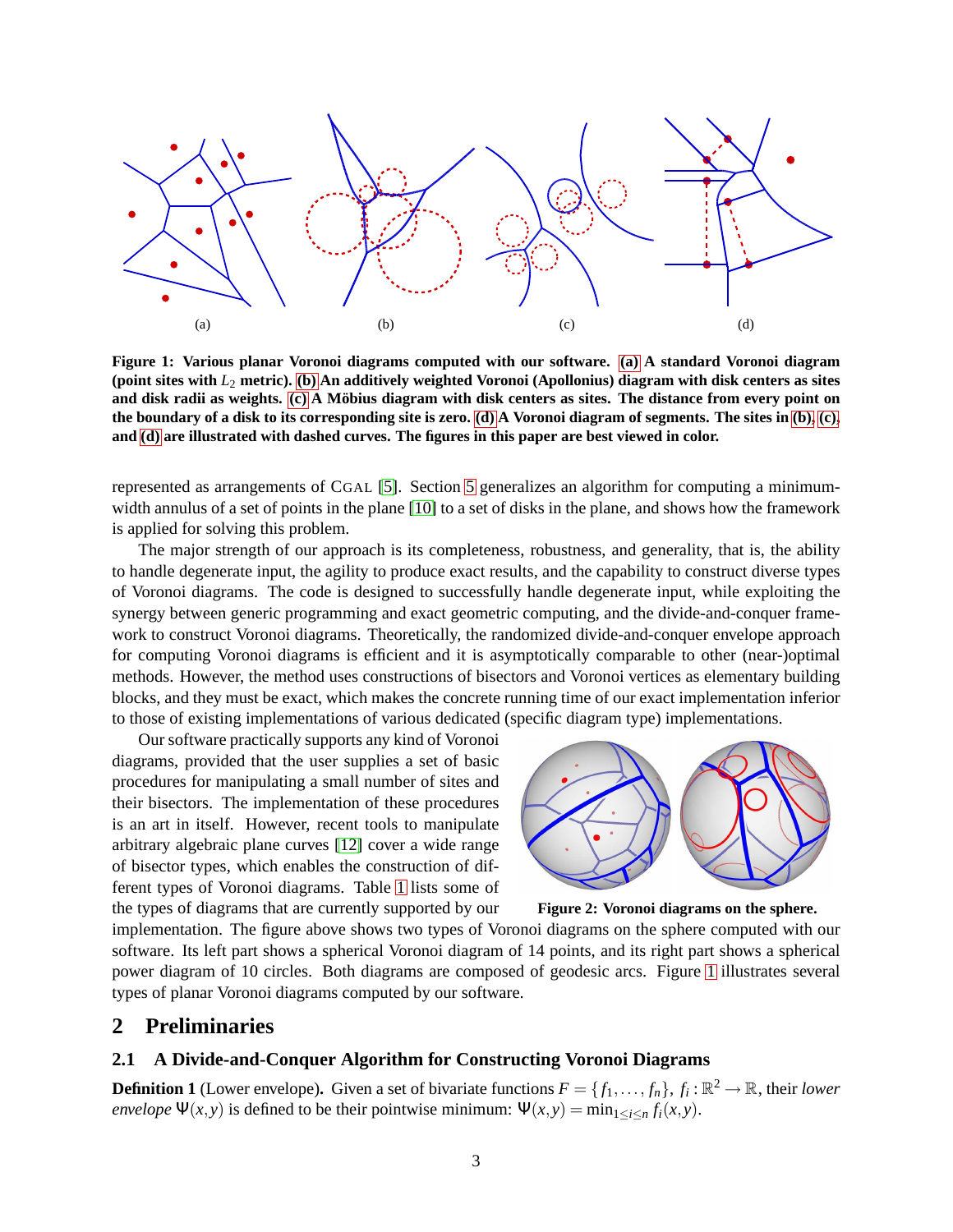(a) (b) (c) (d)

**Figure 1: Various planar Voronoi diagrams computed with our software. (a) A standard Voronoi diagram (point sites with $L_2$ metric). (b) An additively weighted Voronoi (Apollonius) diagram with disk centers as sites and disk radii as weights. (c) A Möbius diagram with disk centers as sites. The distance from every point on the boundary of a disk to its corresponding site is zero. (d) A Voronoi diagram of segments. The sites in (b), (c), and (d) are illustrated with dashed curves. The figures in this paper are best viewed in color.**

represented as arrangements of CGAL [5]. Section 5 generalizes an algorithm for computing a minimum-width annulus of a set of points in the plane [10] to a set of disks in the plane, and shows how the framework is applied for solving this problem.

The major strength of our approach is its completeness, robustness, and generality, that is, the ability to handle degenerate input, the agility to produce exact results, and the capability to construct diverse types of Voronoi diagrams. The code is designed to successfully handle degenerate input, while exploiting the synergy between generic programming and exact geometric computing, and the divide-and-conquer framework to construct Voronoi diagrams. Theoretically, the randomized divide-and-conquer envelope approach for computing Voronoi diagrams is efficient and it is asymptotically comparable to other (near-)optimal methods. However, the method uses constructions of bisectors and Voronoi vertices as elementary building blocks, and they must be exact, which makes the concrete running time of our exact implementation inferior to those of existing implementations of various dedicated (specific diagram type) implementations.

Our software practically supports any kind of Voronoi diagrams, provided that the user supplies a set of basic procedures for manipulating a small number of sites and their bisectors. The implementation of these procedures is an art in itself. However, recent tools to manipulate arbitrary algebraic plane curves [12] cover a wide range of bisector types, which enables the construction of different types of Voronoi diagrams. Table 1 lists some of the types of diagrams that are currently supported by our implementation. The figure above shows two types of Voronoi diagrams on the sphere computed with our software. Its left part shows a spherical Voronoi diagram of 14 points, and its right part shows a spherical power diagram of 10 circles. Both diagrams are composed of geodesic arcs. Figure 1 illustrates several types of planar Voronoi diagrams computed by our software.

**Figure 2: Voronoi diagrams on the sphere.**

## 2 Preliminaries

### 2.1 A Divide-and-Conquer Algorithm for Constructing Voronoi Diagrams

**Definition 1** (Lower envelope). Given a set of bivariate functions $F = \{f_1, \ldots, f_n\}$, $f_i : \mathbb{R}^2 \to \mathbb{R}$, their *lower envelope* $\Psi(x,y)$ is defined to be their pointwise minimum: $\Psi(x,y) = \min_{1 \le i \le n} f_i(x,y)$.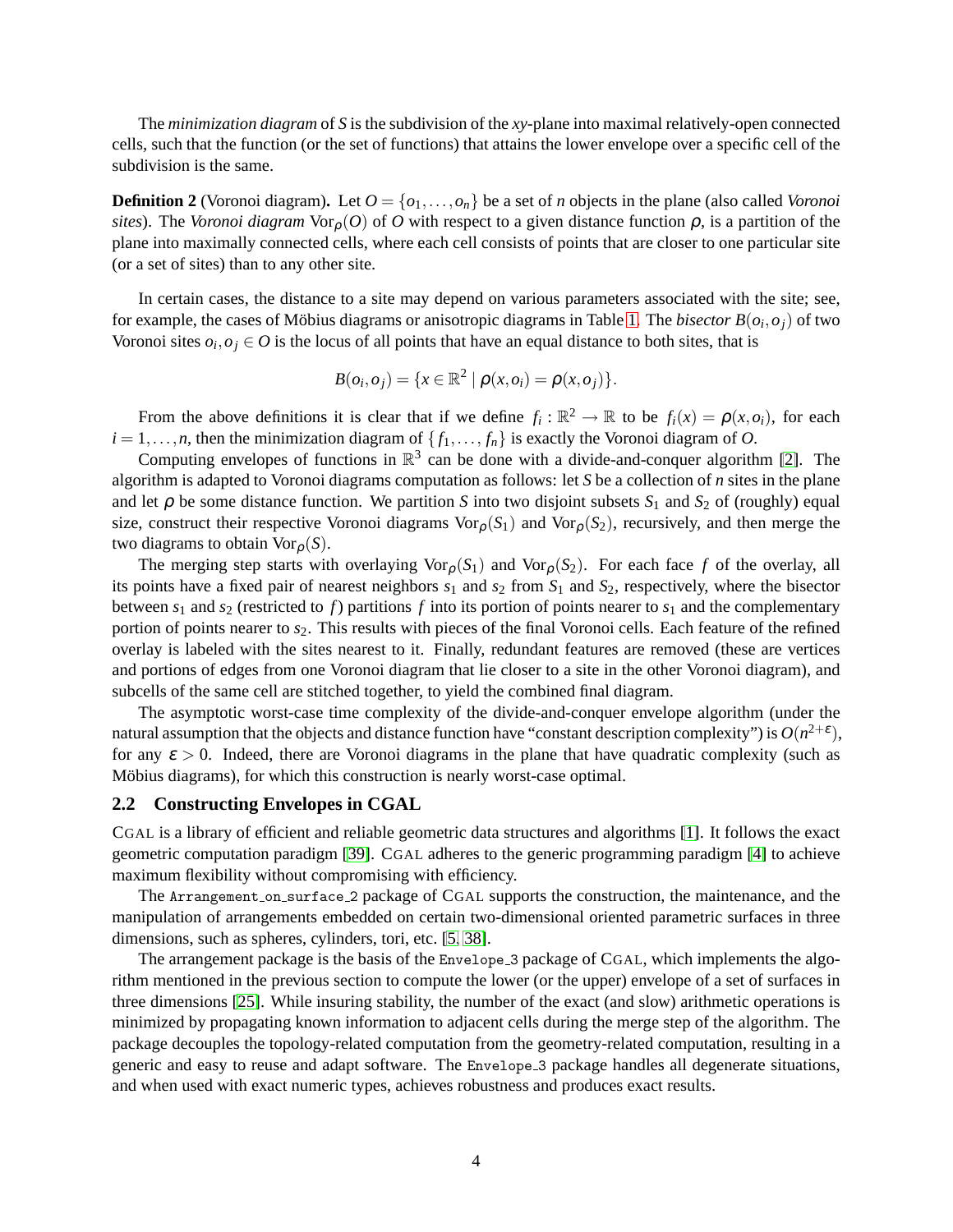The *minimization diagram* of $S$ is the subdivision of the $xy$-plane into maximal relatively-open connected cells, such that the function (or the set of functions) that attains the lower envelope over a specific cell of the subdivision is the same.

**Definition 2** (Voronoi diagram)**.** Let $O = \{o_1, \ldots, o_n\}$ be a set of $n$ objects in the plane (also called *Voronoi sites*). The *Voronoi diagram* $\mathrm{Vor}_\rho(O)$ of $O$ with respect to a given distance function $\rho$, is a partition of the plane into maximally connected cells, where each cell consists of points that are closer to one particular site (or a set of sites) than to any other site.

In certain cases, the distance to a site may depend on various parameters associated with the site; see, for example, the cases of Möbius diagrams or anisotropic diagrams in Table 1. The *bisector* $B(o_i, o_j)$ of two Voronoi sites $o_i, o_j \in O$ is the locus of all points that have an equal distance to both sites, that is

$$B(o_i, o_j) = \{x \in \mathbb{R}^2 \mid \rho(x, o_i) = \rho(x, o_j)\}.$$

From the above definitions it is clear that if we define $f_i : \mathbb{R}^2 \to \mathbb{R}$ to be $f_i(x) = \rho(x, o_i)$, for each $i = 1, \ldots, n$, then the minimization diagram of $\{f_1, \ldots, f_n\}$ is exactly the Voronoi diagram of $O$.

Computing envelopes of functions in $\mathbb{R}^3$ can be done with a divide-and-conquer algorithm [2]. The algorithm is adapted to Voronoi diagrams computation as follows: let $S$ be a collection of $n$ sites in the plane and let $\rho$ be some distance function. We partition $S$ into two disjoint subsets $S_1$ and $S_2$ of (roughly) equal size, construct their respective Voronoi diagrams $\mathrm{Vor}_\rho(S_1)$ and $\mathrm{Vor}_\rho(S_2)$, recursively, and then merge the two diagrams to obtain $\mathrm{Vor}_\rho(S)$.

The merging step starts with overlaying $\mathrm{Vor}_\rho(S_1)$ and $\mathrm{Vor}_\rho(S_2)$. For each face $f$ of the overlay, all its points have a fixed pair of nearest neighbors $s_1$ and $s_2$ from $S_1$ and $S_2$, respectively, where the bisector between $s_1$ and $s_2$ (restricted to $f$) partitions $f$ into its portion of points nearer to $s_1$ and the complementary portion of points nearer to $s_2$. This results with pieces of the final Voronoi cells. Each feature of the refined overlay is labeled with the sites nearest to it. Finally, redundant features are removed (these are vertices and portions of edges from one Voronoi diagram that lie closer to a site in the other Voronoi diagram), and subcells of the same cell are stitched together, to yield the combined final diagram.

The asymptotic worst-case time complexity of the divide-and-conquer envelope algorithm (under the natural assumption that the objects and distance function have "constant description complexity") is $O(n^{2+\varepsilon})$, for any $\varepsilon > 0$. Indeed, there are Voronoi diagrams in the plane that have quadratic complexity (such as Möbius diagrams), for which this construction is nearly worst-case optimal.

## 2.2 Constructing Envelopes in CGAL

CGAL is a library of efficient and reliable geometric data structures and algorithms [1]. It follows the exact geometric computation paradigm [39]. CGAL adheres to the generic programming paradigm [4] to achieve maximum flexibility without compromising with efficiency.

The `Arrangement_on_surface_2` package of CGAL supports the construction, the maintenance, and the manipulation of arrangements embedded on certain two-dimensional oriented parametric surfaces in three dimensions, such as spheres, cylinders, tori, etc. [5, 38].

The arrangement package is the basis of the `Envelope_3` package of CGAL, which implements the algorithm mentioned in the previous section to compute the lower (or the upper) envelope of a set of surfaces in three dimensions [25]. While insuring stability, the number of the exact (and slow) arithmetic operations is minimized by propagating known information to adjacent cells during the merge step of the algorithm. The package decouples the topology-related computation from the geometry-related computation, resulting in a generic and easy to reuse and adapt software. The `Envelope_3` package handles all degenerate situations, and when used with exact numeric types, achieves robustness and produces exact results.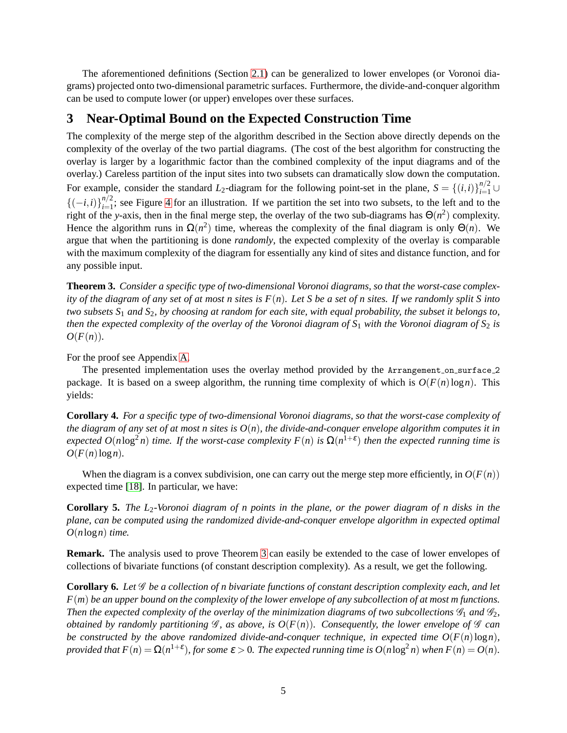The aforementioned definitions (Section 2.1) can be generalized to lower envelopes (or Voronoi diagrams) projected onto two-dimensional parametric surfaces. Furthermore, the divide-and-conquer algorithm can be used to compute lower (or upper) envelopes over these surfaces.

# 3 Near-Optimal Bound on the Expected Construction Time

The complexity of the merge step of the algorithm described in the Section above directly depends on the complexity of the overlay of the two partial diagrams. (The cost of the best algorithm for constructing the overlay is larger by a logarithmic factor than the combined complexity of the input diagrams and of the overlay.) Careless partition of the input sites into two subsets can dramatically slow down the computation. For example, consider the standard $L_2$-diagram for the following point-set in the plane, $S = \{(i,i)\}_{i=1}^{n/2} \cup \{(-i,i)\}_{i=1}^{n/2}$; see Figure 4 for an illustration. If we partition the set into two subsets, to the left and to the right of the $y$-axis, then in the final merge step, the overlay of the two sub-diagrams has $\Theta(n^2)$ complexity. Hence the algorithm runs in $\Omega(n^2)$ time, whereas the complexity of the final diagram is only $\Theta(n)$. We argue that when the partitioning is done *randomly*, the expected complexity of the overlay is comparable with the maximum complexity of the diagram for essentially any kind of sites and distance function, and for any possible input.

**Theorem 3.** *Consider a specific type of two-dimensional Voronoi diagrams, so that the worst-case complexity of the diagram of any set of at most $n$ sites is $F(n)$. Let $S$ be a set of $n$ sites. If we randomly split $S$ into two subsets $S_1$ and $S_2$, by choosing at random for each site, with equal probability, the subset it belongs to, then the expected complexity of the overlay of the Voronoi diagram of $S_1$ with the Voronoi diagram of $S_2$ is $O(F(n))$.*

For the proof see Appendix A.

The presented implementation uses the overlay method provided by the `Arrangement_on_surface_2` package. It is based on a sweep algorithm, the running time complexity of which is $O(F(n)\log n)$. This yields:

**Corollary 4.** *For a specific type of two-dimensional Voronoi diagrams, so that the worst-case complexity of the diagram of any set of at most $n$ sites is $O(n)$, the divide-and-conquer envelope algorithm computes it in expected $O(n\log^2 n)$ time. If the worst-case complexity $F(n)$ is $\Omega(n^{1+\varepsilon})$ then the expected running time is $O(F(n)\log n)$.*

When the diagram is a convex subdivision, one can carry out the merge step more efficiently, in $O(F(n))$ expected time [18]. In particular, we have:

**Corollary 5.** *The $L_2$-Voronoi diagram of $n$ points in the plane, or the power diagram of $n$ disks in the plane, can be computed using the randomized divide-and-conquer envelope algorithm in expected optimal $O(n\log n)$ time.*

**Remark.** The analysis used to prove Theorem 3 can easily be extended to the case of lower envelopes of collections of bivariate functions (of constant description complexity). As a result, we get the following.

**Corollary 6.** *Let $\mathcal{G}$ be a collection of $n$ bivariate functions of constant description complexity each, and let $F(m)$ be an upper bound on the complexity of the lower envelope of any subcollection of at most $m$ functions. Then the expected complexity of the overlay of the minimization diagrams of two subcollections $\mathcal{G}_1$ and $\mathcal{G}_2$, obtained by randomly partitioning $\mathcal{G}$, as above, is $O(F(n))$. Consequently, the lower envelope of $\mathcal{G}$ can be constructed by the above randomized divide-and-conquer technique, in expected time $O(F(n)\log n)$, provided that $F(n) = \Omega(n^{1+\varepsilon})$, for some $\varepsilon > 0$. The expected running time is $O(n\log^2 n)$ when $F(n) = O(n)$.*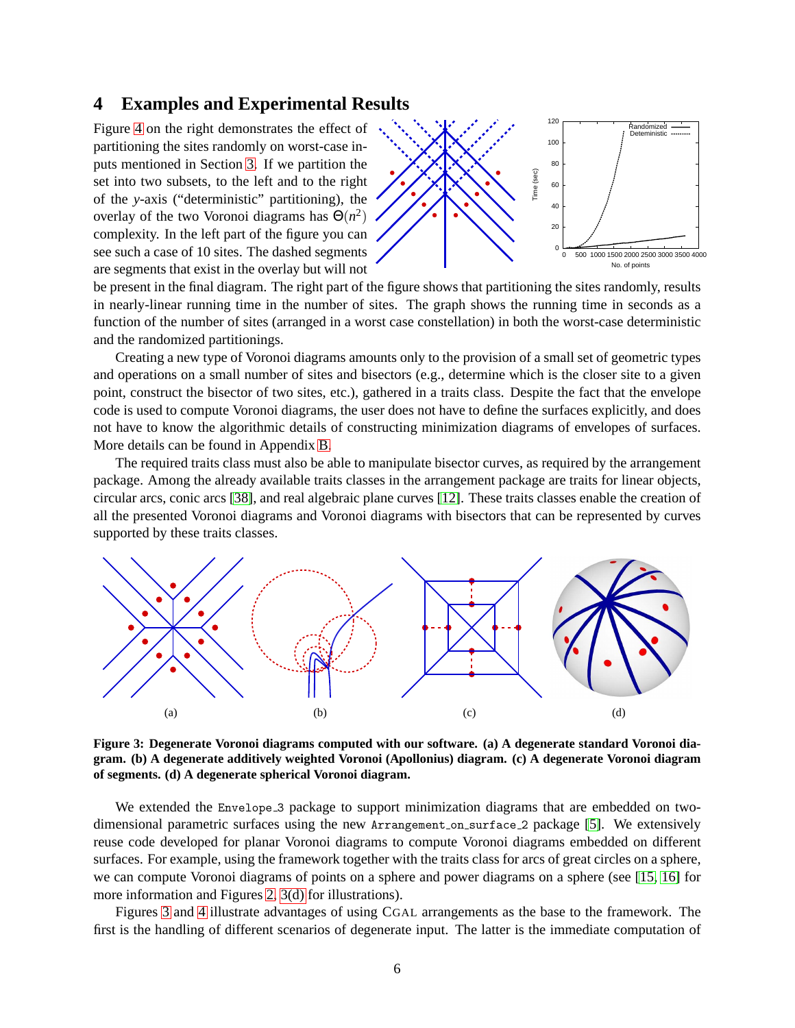## 4 Examples and Experimental Results

Figure 4 on the right demonstrates the effect of partitioning the sites randomly on worst-case inputs mentioned in Section 3. If we partition the set into two subsets, to the left and to the right of the $y$-axis ("deterministic" partitioning), the overlay of the two Voronoi diagrams has $\Theta(n^2)$ complexity. In the left part of the figure you can see such a case of 10 sites. The dashed segments are segments that exist in the overlay but will not be present in the final diagram. The right part of the figure shows that partitioning the sites randomly, results in nearly-linear running time in the number of sites. The graph shows the running time in seconds as a function of the number of sites (arranged in a worst case constellation) in both the worst-case deterministic and the randomized partitionings.

Creating a new type of Voronoi diagrams amounts only to the provision of a small set of geometric types and operations on a small number of sites and bisectors (e.g., determine which is the closer site to a given point, construct the bisector of two sites, etc.), gathered in a traits class. Despite the fact that the envelope code is used to compute Voronoi diagrams, the user does not have to define the surfaces explicitly, and does not have to know the algorithmic details of constructing minimization diagrams of envelopes of surfaces. More details can be found in Appendix B.

The required traits class must also be able to manipulate bisector curves, as required by the arrangement package. Among the already available traits classes in the arrangement package are traits for linear objects, circular arcs, conic arcs [38], and real algebraic plane curves [12]. These traits classes enable the creation of all the presented Voronoi diagrams and Voronoi diagrams with bisectors that can be represented by curves supported by these traits classes.

(a) (b) (c) (d)

**Figure 3: Degenerate Voronoi diagrams computed with our software. (a) A degenerate standard Voronoi diagram. (b) A degenerate additively weighted Voronoi (Apollonius) diagram. (c) A degenerate Voronoi diagram of segments. (d) A degenerate spherical Voronoi diagram.**

We extended the `Envelope_3` package to support minimization diagrams that are embedded on two-dimensional parametric surfaces using the new `Arrangement_on_surface_2` package [5]. We extensively reuse code developed for planar Voronoi diagrams to compute Voronoi diagrams embedded on different surfaces. For example, using the framework together with the traits class for arcs of great circles on a sphere, we can compute Voronoi diagrams of points on a sphere and power diagrams on a sphere (see [15, 16] for more information and Figures 2, 3(d) for illustrations).

Figures 3 and 4 illustrate advantages of using CGAL arrangements as the base to the framework. The first is the handling of different scenarios of degenerate input. The latter is the immediate computation of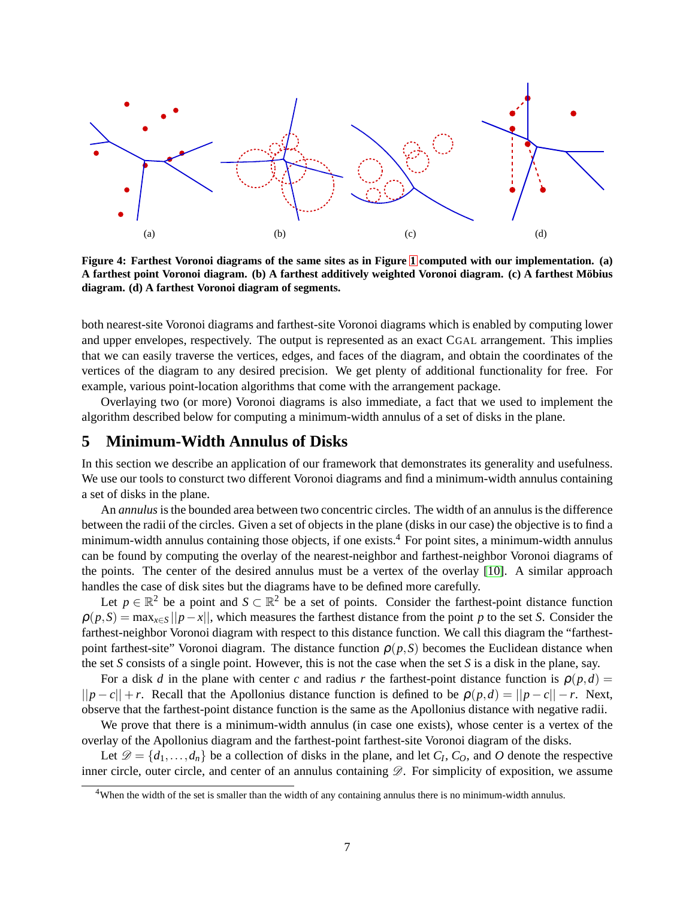(a) (b) (c) (d)

**Figure 4: Farthest Voronoi diagrams of the same sites as in Figure 1 computed with our implementation. (a) A farthest point Voronoi diagram. (b) A farthest additively weighted Voronoi diagram. (c) A farthest Möbius diagram. (d) A farthest Voronoi diagram of segments.**

both nearest-site Voronoi diagrams and farthest-site Voronoi diagrams which is enabled by computing lower and upper envelopes, respectively. The output is represented as an exact CGAL arrangement. This implies that we can easily traverse the vertices, edges, and faces of the diagram, and obtain the coordinates of the vertices of the diagram to any desired precision. We get plenty of additional functionality for free. For example, various point-location algorithms that come with the arrangement package.

Overlaying two (or more) Voronoi diagrams is also immediate, a fact that we used to implement the algorithm described below for computing a minimum-width annulus of a set of disks in the plane.

## 5 Minimum-Width Annulus of Disks

In this section we describe an application of our framework that demonstrates its generality and usefulness. We use our tools to consturct two different Voronoi diagrams and find a minimum-width annulus containing a set of disks in the plane.

An *annulus* is the bounded area between two concentric circles. The width of an annulus is the difference between the radii of the circles. Given a set of objects in the plane (disks in our case) the objective is to find a minimum-width annulus containing those objects, if one exists.[4] For point sites, a minimum-width annulus can be found by computing the overlay of the nearest-neighbor and farthest-neighbor Voronoi diagrams of the points. The center of the desired annulus must be a vertex of the overlay [10]. A similar approach handles the case of disk sites but the diagrams have to be defined more carefully.

Let $p \in \mathbb{R}^2$ be a point and $S \subset \mathbb{R}^2$ be a set of points. Consider the farthest-point distance function $\rho(p,S) = \max_{x \in S} ||p - x||$, which measures the farthest distance from the point $p$ to the set $S$. Consider the farthest-neighbor Voronoi diagram with respect to this distance function. We call this diagram the "farthest-point farthest-site" Voronoi diagram. The distance function $\rho(p,S)$ becomes the Euclidean distance when the set $S$ consists of a single point. However, this is not the case when the set $S$ is a disk in the plane, say.

For a disk $d$ in the plane with center $c$ and radius $r$ the farthest-point distance function is $\rho(p,d) = ||p - c|| + r$. Recall that the Apollonius distance function is defined to be $\rho(p,d) = ||p - c|| - r$. Next, observe that the farthest-point distance function is the same as the Apollonius distance with negative radii.

We prove that there is a minimum-width annulus (in case one exists), whose center is a vertex of the overlay of the Apollonius diagram and the farthest-point farthest-site Voronoi diagram of the disks.

Let $\mathscr{D} = \{d_1, \ldots, d_n\}$ be a collection of disks in the plane, and let $C_I$, $C_O$, and $O$ denote the respective inner circle, outer circle, and center of an annulus containing $\mathscr{D}$. For simplicity of exposition, we assume

[4] When the width of the set is smaller than the width of any containing annulus there is no minimum-width annulus.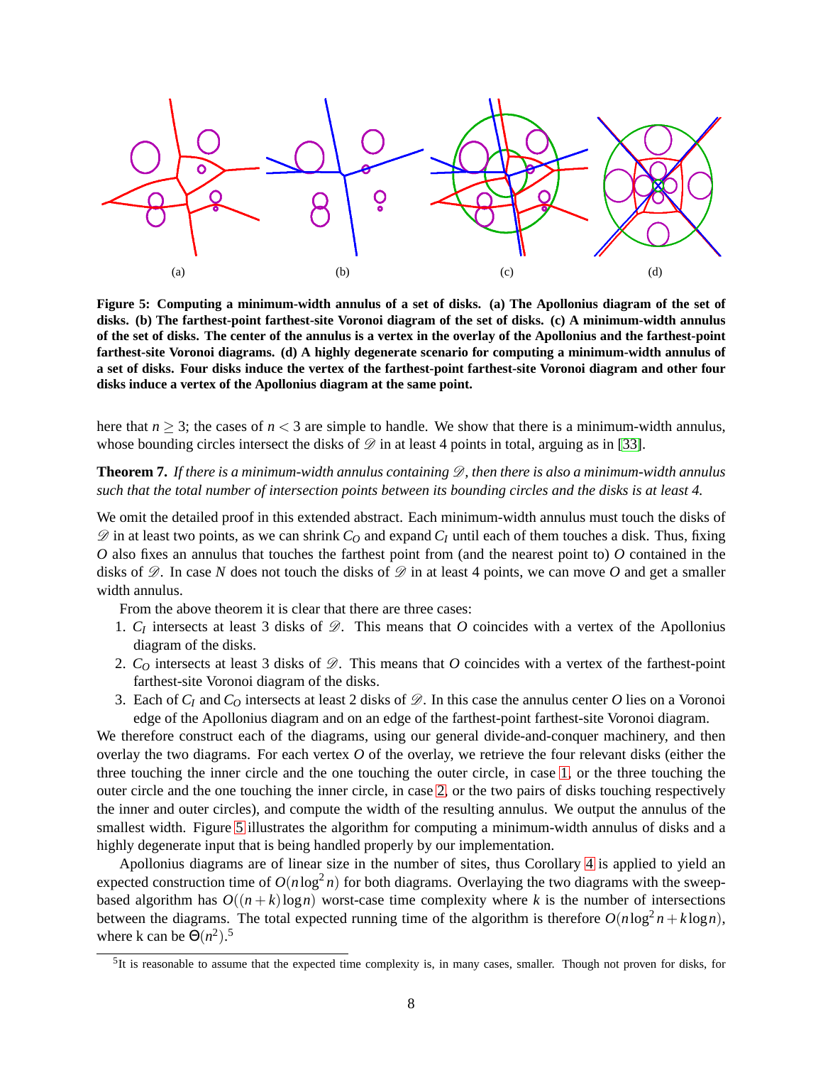(a) (b) (c) (d)

**Figure 5: Computing a minimum-width annulus of a set of disks. (a) The Apollonius diagram of the set of disks. (b) The farthest-point farthest-site Voronoi diagram of the set of disks. (c) A minimum-width annulus of the set of disks. The center of the annulus is a vertex in the overlay of the Apollonius and the farthest-point farthest-site Voronoi diagrams. (d) A highly degenerate scenario for computing a minimum-width annulus of a set of disks. Four disks induce the vertex of the farthest-point farthest-site Voronoi diagram and other four disks induce a vertex of the Apollonius diagram at the same point.**

here that $n \geq 3$; the cases of $n < 3$ are simple to handle. We show that there is a minimum-width annulus, whose bounding circles intersect the disks of $\mathscr{D}$ in at least 4 points in total, arguing as in [33].

**Theorem 7.** *If there is a minimum-width annulus containing $\mathscr{D}$, then there is also a minimum-width annulus such that the total number of intersection points between its bounding circles and the disks is at least 4.*

We omit the detailed proof in this extended abstract. Each minimum-width annulus must touch the disks of $\mathscr{D}$ in at least two points, as we can shrink $C_O$ and expand $C_I$ until each of them touches a disk. Thus, fixing $O$ also fixes an annulus that touches the farthest point from (and the nearest point to) $O$ contained in the disks of $\mathscr{D}$. In case $N$ does not touch the disks of $\mathscr{D}$ in at least 4 points, we can move $O$ and get a smaller width annulus.

From the above theorem it is clear that there are three cases:

1. $C_I$ intersects at least 3 disks of $\mathscr{D}$. This means that $O$ coincides with a vertex of the Apollonius diagram of the disks.
2. $C_O$ intersects at least 3 disks of $\mathscr{D}$. This means that $O$ coincides with a vertex of the farthest-point farthest-site Voronoi diagram of the disks.
3. Each of $C_I$ and $C_O$ intersects at least 2 disks of $\mathscr{D}$. In this case the annulus center $O$ lies on a Voronoi edge of the Apollonius diagram and on an edge of the farthest-point farthest-site Voronoi diagram.

We therefore construct each of the diagrams, using our general divide-and-conquer machinery, and then overlay the two diagrams. For each vertex $O$ of the overlay, we retrieve the four relevant disks (either the three touching the inner circle and the one touching the outer circle, in case 1, or the three touching the outer circle and the one touching the inner circle, in case 2, or the two pairs of disks touching respectively the inner and outer circles), and compute the width of the resulting annulus. We output the annulus of the smallest width. Figure 5 illustrates the algorithm for computing a minimum-width annulus of disks and a highly degenerate input that is being handled properly by our implementation.

Apollonius diagrams are of linear size in the number of sites, thus Corollary 4 is applied to yield an expected construction time of $O(n\log^2 n)$ for both diagrams. Overlaying the two diagrams with the sweep-based algorithm has $O((n+k)\log n)$ worst-case time complexity where $k$ is the number of intersections between the diagrams. The total expected running time of the algorithm is therefore $O(n\log^2 n + k\log n)$, where k can be $\Theta(n^2)$.[5]

[5]It is reasonable to assume that the expected time complexity is, in many cases, smaller. Though not proven for disks, for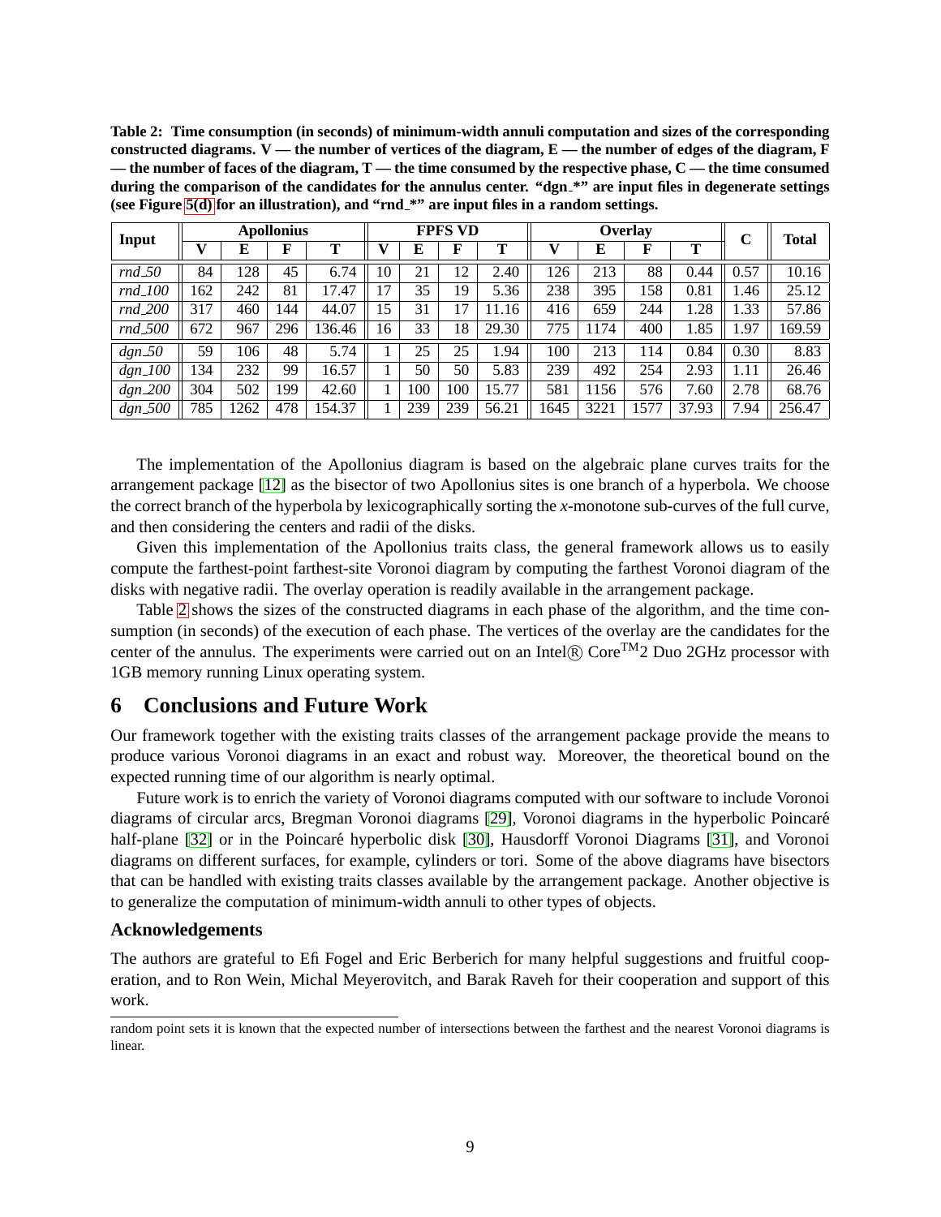**Table 2: Time consumption (in seconds) of minimum-width annuli computation and sizes of the corresponding constructed diagrams. V — the number of vertices of the diagram, E — the number of edges of the diagram, F — the number of faces of the diagram, T — the time consumed by the respective phase, C — the time consumed during the comparison of the candidates for the annulus center. "dgn_*" are input files in degenerate settings (see Figure 5(d) for an illustration), and "rnd_*" are input files in a random settings.**

| Input | Apollonius | | | | FPFS VD | | | | Overlay | | | | C | Total |
|---|---|---|---|---|---|---|---|---|---|---|---|---|---|---|
| | V | E | F | T | V | E | F | T | V | E | F | T | | |
| *rnd_50* | 84 | 128 | 45 | 6.74 | 10 | 21 | 12 | 2.40 | 126 | 213 | 88 | 0.44 | 0.57 | 10.16 |
| *rnd_100* | 162 | 242 | 81 | 17.47 | 17 | 35 | 19 | 5.36 | 238 | 395 | 158 | 0.81 | 1.46 | 25.12 |
| *rnd_200* | 317 | 460 | 144 | 44.07 | 15 | 31 | 17 | 11.16 | 416 | 659 | 244 | 1.28 | 1.33 | 57.86 |
| *rnd_500* | 672 | 967 | 296 | 136.46 | 16 | 33 | 18 | 29.30 | 775 | 1174 | 400 | 1.85 | 1.97 | 169.59 |
| *dgn_50* | 59 | 106 | 48 | 5.74 | 1 | 25 | 25 | 1.94 | 100 | 213 | 114 | 0.84 | 0.30 | 8.83 |
| *dgn_100* | 134 | 232 | 99 | 16.57 | 1 | 50 | 50 | 5.83 | 239 | 492 | 254 | 2.93 | 1.11 | 26.46 |
| *dgn_200* | 304 | 502 | 199 | 42.60 | 1 | 100 | 100 | 15.77 | 581 | 1156 | 576 | 7.60 | 2.78 | 68.76 |
| *dgn_500* | 785 | 1262 | 478 | 154.37 | 1 | 239 | 239 | 56.21 | 1645 | 3221 | 1577 | 37.93 | 7.94 | 256.47 |

The implementation of the Apollonius diagram is based on the algebraic plane curves traits for the arrangement package [12] as the bisector of two Apollonius sites is one branch of a hyperbola. We choose the correct branch of the hyperbola by lexicographically sorting the $x$-monotone sub-curves of the full curve, and then considering the centers and radii of the disks.

Given this implementation of the Apollonius traits class, the general framework allows us to easily compute the farthest-point farthest-site Voronoi diagram by computing the farthest Voronoi diagram of the disks with negative radii. The overlay operation is readily available in the arrangement package.

Table 2 shows the sizes of the constructed diagrams in each phase of the algorithm, and the time consumption (in seconds) of the execution of each phase. The vertices of the overlay are the candidates for the center of the annulus. The experiments were carried out on an Intel® Core™2 Duo 2GHz processor with 1GB memory running Linux operating system.

## 6 Conclusions and Future Work

Our framework together with the existing traits classes of the arrangement package provide the means to produce various Voronoi diagrams in an exact and robust way. Moreover, the theoretical bound on the expected running time of our algorithm is nearly optimal.

Future work is to enrich the variety of Voronoi diagrams computed with our software to include Voronoi diagrams of circular arcs, Bregman Voronoi diagrams [29], Voronoi diagrams in the hyperbolic Poincaré half-plane [32] or in the Poincaré hyperbolic disk [30], Hausdorff Voronoi Diagrams [31], and Voronoi diagrams on different surfaces, for example, cylinders or tori. Some of the above diagrams have bisectors that can be handled with existing traits classes available by the arrangement package. Another objective is to generalize the computation of minimum-width annuli to other types of objects.

### Acknowledgements

The authors are grateful to Efi Fogel and Eric Berberich for many helpful suggestions and fruitful cooperation, and to Ron Wein, Michal Meyerovitch, and Barak Raveh for their cooperation and support of this work.

random point sets it is known that the expected number of intersections between the farthest and the nearest Voronoi diagrams is linear.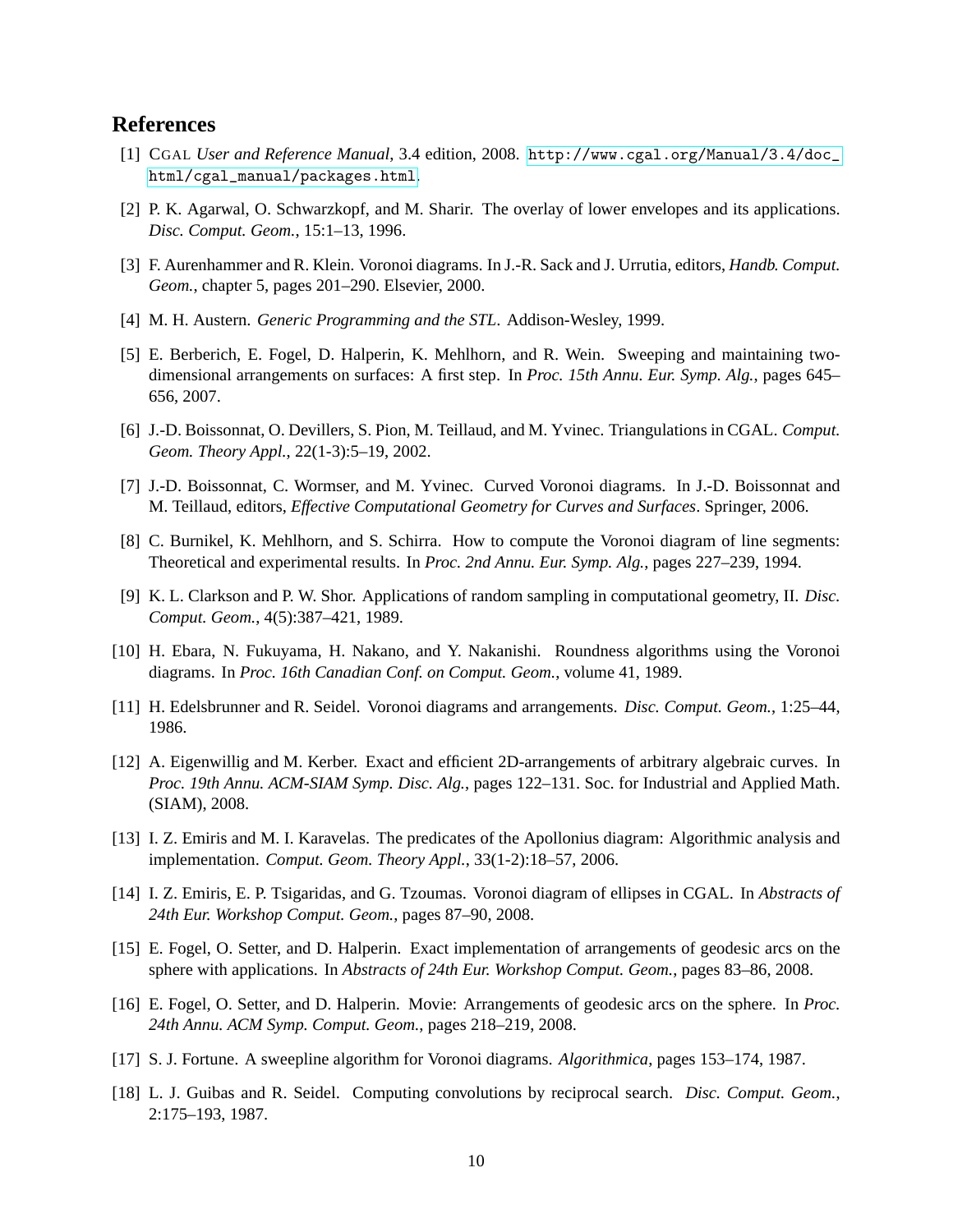## References

[1] CGAL *User and Reference Manual*, 3.4 edition, 2008. `http://www.cgal.org/Manual/3.4/doc_html/cgal_manual/packages.html`.

[2] P. K. Agarwal, O. Schwarzkopf, and M. Sharir. The overlay of lower envelopes and its applications. *Disc. Comput. Geom.*, 15:1–13, 1996.

[3] F. Aurenhammer and R. Klein. Voronoi diagrams. In J.-R. Sack and J. Urrutia, editors, *Handb. Comput. Geom.*, chapter 5, pages 201–290. Elsevier, 2000.

[4] M. H. Austern. *Generic Programming and the STL*. Addison-Wesley, 1999.

[5] E. Berberich, E. Fogel, D. Halperin, K. Mehlhorn, and R. Wein. Sweeping and maintaining two-dimensional arrangements on surfaces: A first step. In *Proc. 15th Annu. Eur. Symp. Alg.*, pages 645–656, 2007.

[6] J.-D. Boissonnat, O. Devillers, S. Pion, M. Teillaud, and M. Yvinec. Triangulations in CGAL. *Comput. Geom. Theory Appl.*, 22(1-3):5–19, 2002.

[7] J.-D. Boissonnat, C. Wormser, and M. Yvinec. Curved Voronoi diagrams. In J.-D. Boissonnat and M. Teillaud, editors, *Effective Computational Geometry for Curves and Surfaces*. Springer, 2006.

[8] C. Burnikel, K. Mehlhorn, and S. Schirra. How to compute the Voronoi diagram of line segments: Theoretical and experimental results. In *Proc. 2nd Annu. Eur. Symp. Alg.*, pages 227–239, 1994.

[9] K. L. Clarkson and P. W. Shor. Applications of random sampling in computational geometry, II. *Disc. Comput. Geom.*, 4(5):387–421, 1989.

[10] H. Ebara, N. Fukuyama, H. Nakano, and Y. Nakanishi. Roundness algorithms using the Voronoi diagrams. In *Proc. 16th Canadian Conf. on Comput. Geom.*, volume 41, 1989.

[11] H. Edelsbrunner and R. Seidel. Voronoi diagrams and arrangements. *Disc. Comput. Geom.*, 1:25–44, 1986.

[12] A. Eigenwillig and M. Kerber. Exact and efficient 2D-arrangements of arbitrary algebraic curves. In *Proc. 19th Annu. ACM-SIAM Symp. Disc. Alg.*, pages 122–131. Soc. for Industrial and Applied Math. (SIAM), 2008.

[13] I. Z. Emiris and M. I. Karavelas. The predicates of the Apollonius diagram: Algorithmic analysis and implementation. *Comput. Geom. Theory Appl.*, 33(1-2):18–57, 2006.

[14] I. Z. Emiris, E. P. Tsigaridas, and G. Tzoumas. Voronoi diagram of ellipses in CGAL. In *Abstracts of 24th Eur. Workshop Comput. Geom.*, pages 87–90, 2008.

[15] E. Fogel, O. Setter, and D. Halperin. Exact implementation of arrangements of geodesic arcs on the sphere with applications. In *Abstracts of 24th Eur. Workshop Comput. Geom.*, pages 83–86, 2008.

[16] E. Fogel, O. Setter, and D. Halperin. Movie: Arrangements of geodesic arcs on the sphere. In *Proc. 24th Annu. ACM Symp. Comput. Geom.*, pages 218–219, 2008.

[17] S. J. Fortune. A sweepline algorithm for Voronoi diagrams. *Algorithmica*, pages 153–174, 1987.

[18] L. J. Guibas and R. Seidel. Computing convolutions by reciprocal search. *Disc. Comput. Geom.*, 2:175–193, 1987.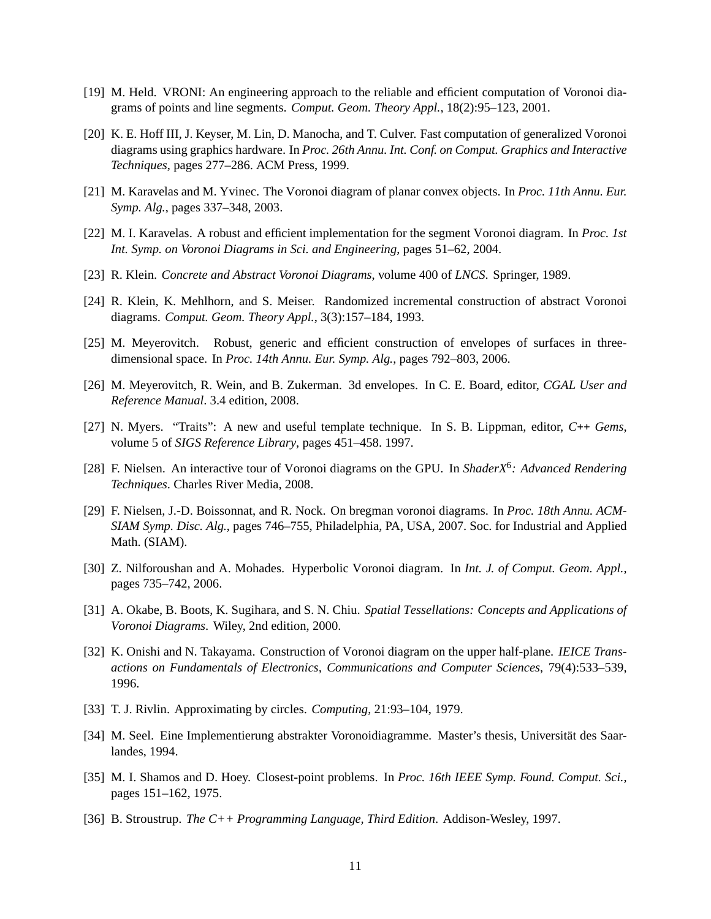[19] M. Held. VRONI: An engineering approach to the reliable and efficient computation of Voronoi diagrams of points and line segments. *Comput. Geom. Theory Appl.*, 18(2):95–123, 2001.

[20] K. E. Hoff III, J. Keyser, M. Lin, D. Manocha, and T. Culver. Fast computation of generalized Voronoi diagrams using graphics hardware. In *Proc. 26th Annu. Int. Conf. on Comput. Graphics and Interactive Techniques*, pages 277–286. ACM Press, 1999.

[21] M. Karavelas and M. Yvinec. The Voronoi diagram of planar convex objects. In *Proc. 11th Annu. Eur. Symp. Alg.*, pages 337–348, 2003.

[22] M. I. Karavelas. A robust and efficient implementation for the segment Voronoi diagram. In *Proc. 1st Int. Symp. on Voronoi Diagrams in Sci. and Engineering*, pages 51–62, 2004.

[23] R. Klein. *Concrete and Abstract Voronoi Diagrams*, volume 400 of *LNCS*. Springer, 1989.

[24] R. Klein, K. Mehlhorn, and S. Meiser. Randomized incremental construction of abstract Voronoi diagrams. *Comput. Geom. Theory Appl.*, 3(3):157–184, 1993.

[25] M. Meyerovitch. Robust, generic and efficient construction of envelopes of surfaces in three-dimensional space. In *Proc. 14th Annu. Eur. Symp. Alg.*, pages 792–803, 2006.

[26] M. Meyerovitch, R. Wein, and B. Zukerman. 3d envelopes. In C. E. Board, editor, *CGAL User and Reference Manual*. 3.4 edition, 2008.

[27] N. Myers. "Traits": A new and useful template technique. In S. B. Lippman, editor, *C++ Gems*, volume 5 of *SIGS Reference Library*, pages 451–458. 1997.

[28] F. Nielsen. An interactive tour of Voronoi diagrams on the GPU. In *ShaderX$^6$: Advanced Rendering Techniques*. Charles River Media, 2008.

[29] F. Nielsen, J.-D. Boissonnat, and R. Nock. On bregman voronoi diagrams. In *Proc. 18th Annu. ACM-SIAM Symp. Disc. Alg.*, pages 746–755, Philadelphia, PA, USA, 2007. Soc. for Industrial and Applied Math. (SIAM).

[30] Z. Nilforoushan and A. Mohades. Hyperbolic Voronoi diagram. In *Int. J. of Comput. Geom. Appl.*, pages 735–742, 2006.

[31] A. Okabe, B. Boots, K. Sugihara, and S. N. Chiu. *Spatial Tessellations: Concepts and Applications of Voronoi Diagrams*. Wiley, 2nd edition, 2000.

[32] K. Onishi and N. Takayama. Construction of Voronoi diagram on the upper half-plane. *IEICE Transactions on Fundamentals of Electronics, Communications and Computer Sciences*, 79(4):533–539, 1996.

[33] T. J. Rivlin. Approximating by circles. *Computing*, 21:93–104, 1979.

[34] M. Seel. Eine Implementierung abstrakter Voronoidiagramme. Master's thesis, Universität des Saarlandes, 1994.

[35] M. I. Shamos and D. Hoey. Closest-point problems. In *Proc. 16th IEEE Symp. Found. Comput. Sci.*, pages 151–162, 1975.

[36] B. Stroustrup. *The C++ Programming Language, Third Edition*. Addison-Wesley, 1997.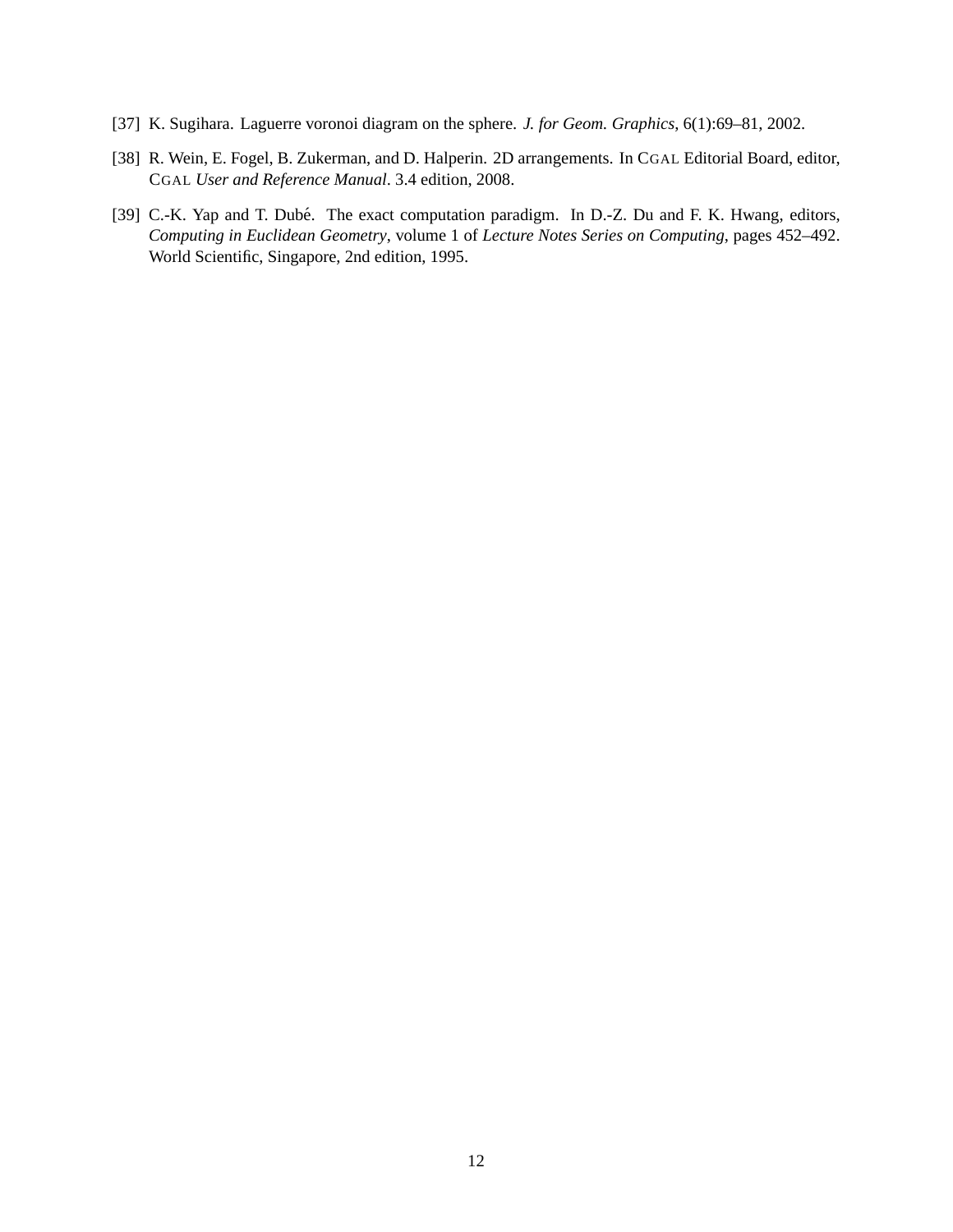[37] K. Sugihara. Laguerre voronoi diagram on the sphere. *J. for Geom. Graphics*, 6(1):69–81, 2002.

[38] R. Wein, E. Fogel, B. Zukerman, and D. Halperin. 2D arrangements. In CGAL Editorial Board, editor, CGAL *User and Reference Manual*. 3.4 edition, 2008.

[39] C.-K. Yap and T. Dubé. The exact computation paradigm. In D.-Z. Du and F. K. Hwang, editors, *Computing in Euclidean Geometry*, volume 1 of *Lecture Notes Series on Computing*, pages 452–492. World Scientific, Singapore, 2nd edition, 1995.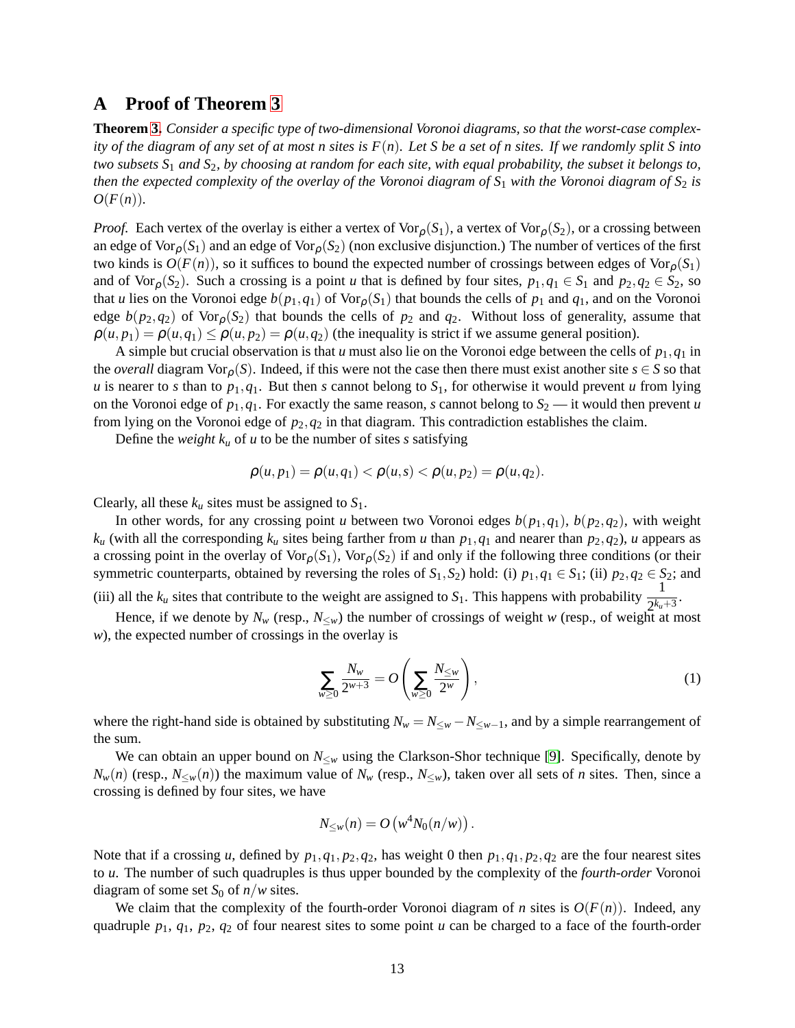## A Proof of Theorem 3

**Theorem 3.** *Consider a specific type of two-dimensional Voronoi diagrams, so that the worst-case complexity of the diagram of any set of at most $n$ sites is $F(n)$. Let $S$ be a set of $n$ sites. If we randomly split $S$ into two subsets $S_1$ and $S_2$, by choosing at random for each site, with equal probability, the subset it belongs to, then the expected complexity of the overlay of the Voronoi diagram of $S_1$ with the Voronoi diagram of $S_2$ is $O(F(n))$.*

*Proof.* Each vertex of the overlay is either a vertex of $\mathrm{Vor}_\rho(S_1)$, a vertex of $\mathrm{Vor}_\rho(S_2)$, or a crossing between an edge of $\mathrm{Vor}_\rho(S_1)$ and an edge of $\mathrm{Vor}_\rho(S_2)$ (non exclusive disjunction.) The number of vertices of the first two kinds is $O(F(n))$, so it suffices to bound the expected number of crossings between edges of $\mathrm{Vor}_\rho(S_1)$ and of $\mathrm{Vor}_\rho(S_2)$. Such a crossing is a point $u$ that is defined by four sites, $p_1, q_1 \in S_1$ and $p_2, q_2 \in S_2$, so that $u$ lies on the Voronoi edge $b(p_1,q_1)$ of $\mathrm{Vor}_\rho(S_1)$ that bounds the cells of $p_1$ and $q_1$, and on the Voronoi edge $b(p_2,q_2)$ of $\mathrm{Vor}_\rho(S_2)$ that bounds the cells of $p_2$ and $q_2$. Without loss of generality, assume that $\rho(u,p_1) = \rho(u,q_1) \le \rho(u,p_2) = \rho(u,q_2)$ (the inequality is strict if we assume general position).

A simple but crucial observation is that $u$ must also lie on the Voronoi edge between the cells of $p_1, q_1$ in the *overall* diagram $\mathrm{Vor}_\rho(S)$. Indeed, if this were not the case then there must exist another site $s \in S$ so that $u$ is nearer to $s$ than to $p_1, q_1$. But then $s$ cannot belong to $S_1$, for otherwise it would prevent $u$ from lying on the Voronoi edge of $p_1, q_1$. For exactly the same reason, $s$ cannot belong to $S_2$ — it would then prevent $u$ from lying on the Voronoi edge of $p_2, q_2$ in that diagram. This contradiction establishes the claim.

Define the *weight* $k_u$ of $u$ to be the number of sites $s$ satisfying

$$\rho(u,p_1) = \rho(u,q_1) < \rho(u,s) < \rho(u,p_2) = \rho(u,q_2).$$

Clearly, all these $k_u$ sites must be assigned to $S_1$.

In other words, for any crossing point $u$ between two Voronoi edges $b(p_1,q_1)$, $b(p_2,q_2)$, with weight $k_u$ (with all the corresponding $k_u$ sites being farther from $u$ than $p_1, q_1$ and nearer than $p_2, q_2$), $u$ appears as a crossing point in the overlay of $\mathrm{Vor}_\rho(S_1)$, $\mathrm{Vor}_\rho(S_2)$ if and only if the following three conditions (or their symmetric counterparts, obtained by reversing the roles of $S_1, S_2$) hold: (i) $p_1, q_1 \in S_1$; (ii) $p_2, q_2 \in S_2$; and (iii) all the $k_u$ sites that contribute to the weight are assigned to $S_1$. This happens with probability $\dfrac{1}{2^{k_u+3}}$.

Hence, if we denote by $N_w$ (resp., $N_{\le w}$) the number of crossings of weight $w$ (resp., of weight at most $w$), the expected number of crossings in the overlay is

$$\sum_{w \ge 0} \frac{N_w}{2^{w+3}} = O\left( \sum_{w \ge 0} \frac{N_{\le w}}{2^w} \right), \tag{1}$$

where the right-hand side is obtained by substituting $N_w = N_{\le w} - N_{\le w-1}$, and by a simple rearrangement of the sum.

We can obtain an upper bound on $N_{\le w}$ using the Clarkson-Shor technique [9]. Specifically, denote by $N_w(n)$ (resp., $N_{\le w}(n)$) the maximum value of $N_w$ (resp., $N_{\le w}$), taken over all sets of $n$ sites. Then, since a crossing is defined by four sites, we have

$$N_{\le w}(n) = O\left(w^4 N_0(n/w)\right).$$

Note that if a crossing $u$, defined by $p_1, q_1, p_2, q_2$, has weight 0 then $p_1, q_1, p_2, q_2$ are the four nearest sites to $u$. The number of such quadruples is thus upper bounded by the complexity of the *fourth-order* Voronoi diagram of some set $S_0$ of $n/w$ sites.

We claim that the complexity of the fourth-order Voronoi diagram of $n$ sites is $O(F(n))$. Indeed, any quadruple $p_1$, $q_1$, $p_2$, $q_2$ of four nearest sites to some point $u$ can be charged to a face of the fourth-order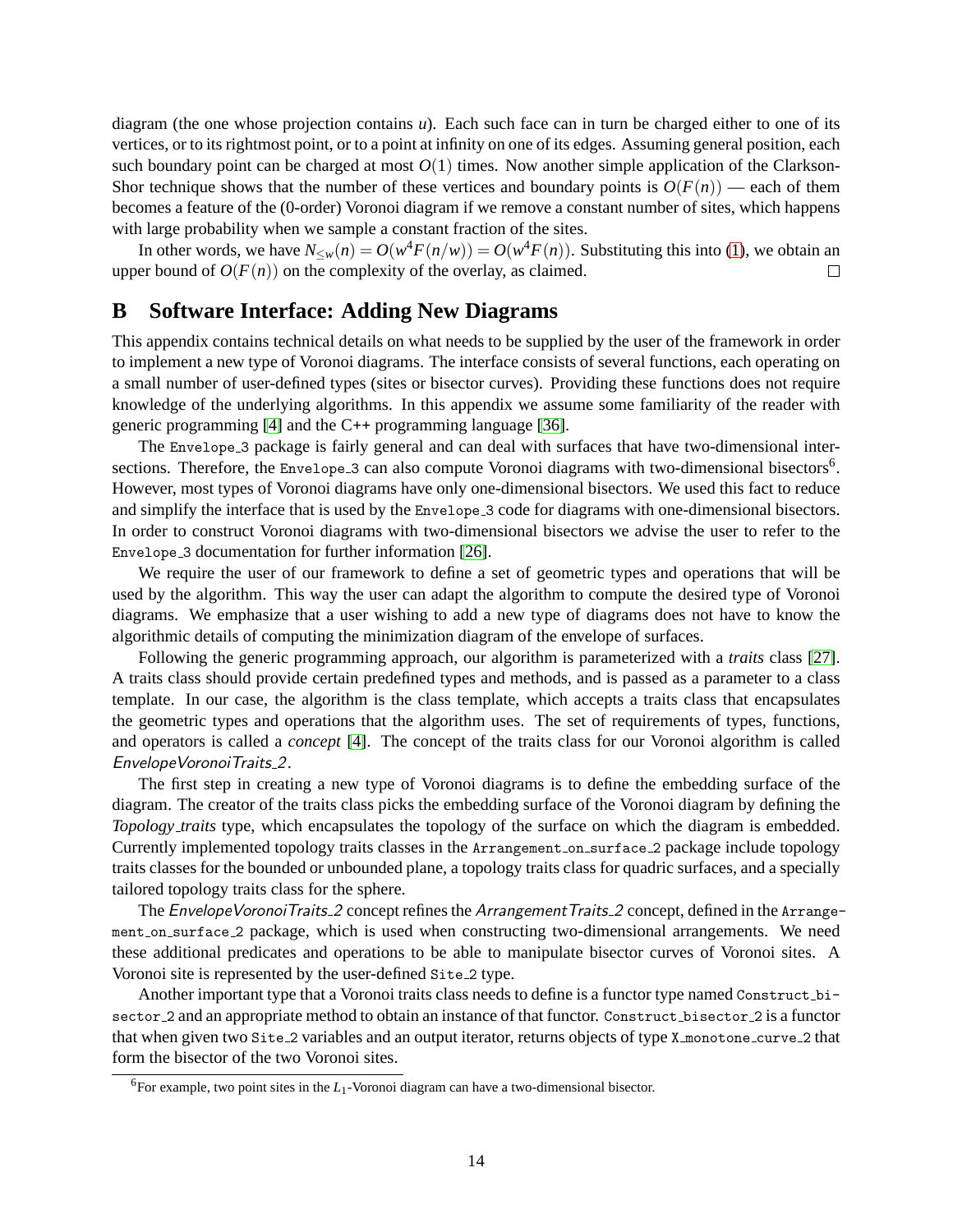diagram (the one whose projection contains $u$). Each such face can in turn be charged either to one of its vertices, or to its rightmost point, or to a point at infinity on one of its edges. Assuming general position, each such boundary point can be charged at most $O(1)$ times. Now another simple application of the Clarkson-Shor technique shows that the number of these vertices and boundary points is $O(F(n))$ — each of them becomes a feature of the (0-order) Voronoi diagram if we remove a constant number of sites, which happens with large probability when we sample a constant fraction of the sites.

In other words, we have $N_{\leq w}(n) = O(w^4 F(n/w)) = O(w^4 F(n))$. Substituting this into (1), we obtain an upper bound of $O(F(n))$ on the complexity of the overlay, as claimed. □

# B Software Interface: Adding New Diagrams

This appendix contains technical details on what needs to be supplied by the user of the framework in order to implement a new type of Voronoi diagrams. The interface consists of several functions, each operating on a small number of user-defined types (sites or bisector curves). Providing these functions does not require knowledge of the underlying algorithms. In this appendix we assume some familiarity of the reader with generic programming [4] and the C++ programming language [36].

The `Envelope_3` package is fairly general and can deal with surfaces that have two-dimensional intersections. Therefore, the `Envelope_3` can also compute Voronoi diagrams with two-dimensional bisectors[6]. However, most types of Voronoi diagrams have only one-dimensional bisectors. We used this fact to reduce and simplify the interface that is used by the `Envelope_3` code for diagrams with one-dimensional bisectors. In order to construct Voronoi diagrams with two-dimensional bisectors we advise the user to refer to the `Envelope_3` documentation for further information [26].

We require the user of our framework to define a set of geometric types and operations that will be used by the algorithm. This way the user can adapt the algorithm to compute the desired type of Voronoi diagrams. We emphasize that a user wishing to add a new type of diagrams does not have to know the algorithmic details of computing the minimization diagram of the envelope of surfaces.

Following the generic programming approach, our algorithm is parameterized with a *traits* class [27]. A traits class should provide certain predefined types and methods, and is passed as a parameter to a class template. In our case, the algorithm is the class template, which accepts a traits class that encapsulates the geometric types and operations that the algorithm uses. The set of requirements of types, functions, and operators is called a *concept* [4]. The concept of the traits class for our Voronoi algorithm is called *EnvelopeVoronoiTraits_2*.

The first step in creating a new type of Voronoi diagrams is to define the embedding surface of the diagram. The creator of the traits class picks the embedding surface of the Voronoi diagram by defining the *Topology_traits* type, which encapsulates the topology of the surface on which the diagram is embedded. Currently implemented topology traits classes in the `Arrangement_on_surface_2` package include topology traits classes for the bounded or unbounded plane, a topology traits class for quadric surfaces, and a specially tailored topology traits class for the sphere.

The *EnvelopeVoronoiTraits_2* concept refines the *ArrangementTraits_2* concept, defined in the `Arrangement_on_surface_2` package, which is used when constructing two-dimensional arrangements. We need these additional predicates and operations to be able to manipulate bisector curves of Voronoi sites. A Voronoi site is represented by the user-defined `Site_2` type.

Another important type that a Voronoi traits class needs to define is a functor type named `Construct_bisector_2` and an appropriate method to obtain an instance of that functor. `Construct_bisector_2` is a functor that when given two `Site_2` variables and an output iterator, returns objects of type `X_monotone_curve_2` that form the bisector of the two Voronoi sites.

[6] For example, two point sites in the $L_1$-Voronoi diagram can have a two-dimensional bisector.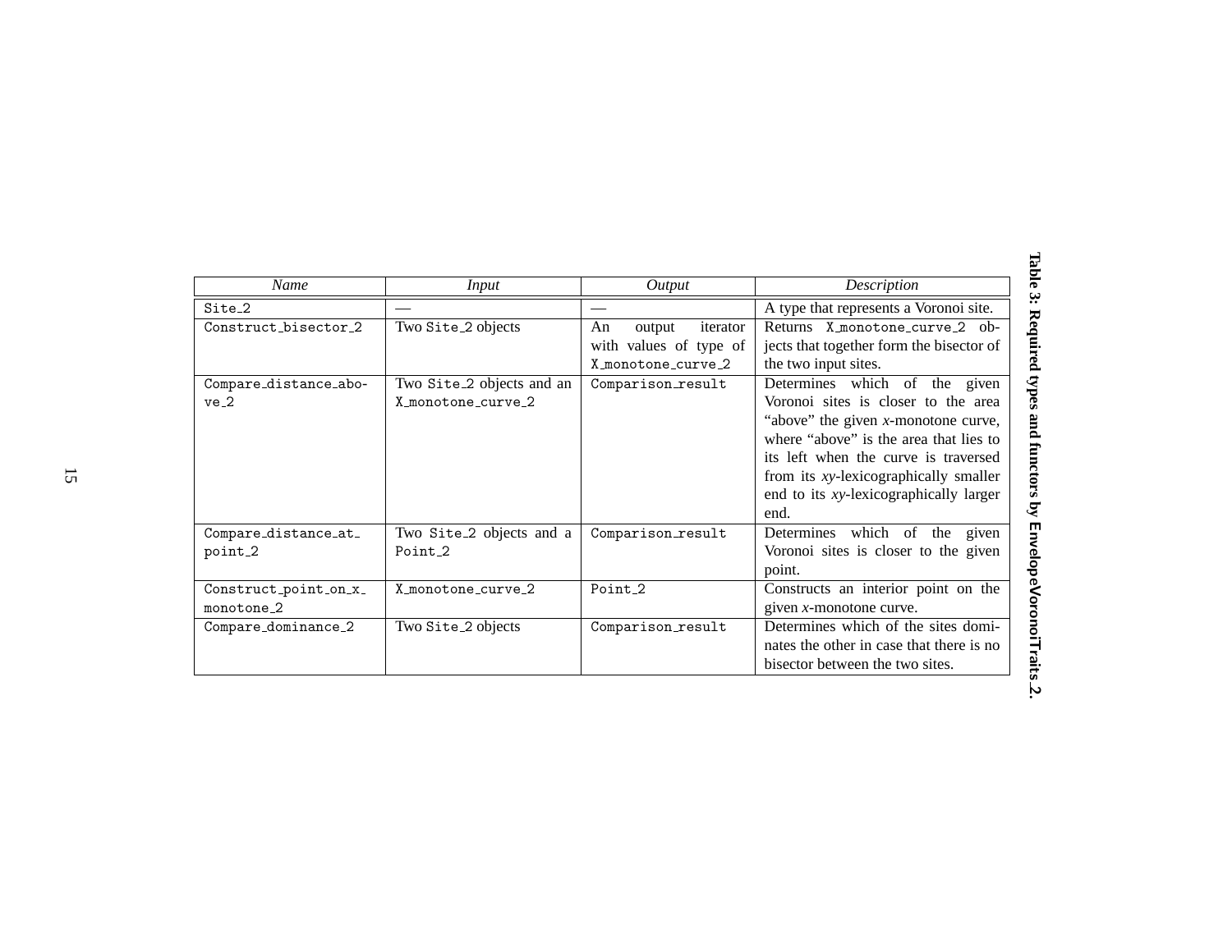Table 3: Required types and functors by EnvelopeVoronoiTraits_2.

| *Name* | *Input* | *Output* | *Description* |
|---|---|---|---|
| Site_2 | — | — | A type that represents a Voronoi site. |
| Construct_bisector_2 | Two Site_2 objects | An output iterator with values of type of X_monotone_curve_2 | Returns X_monotone_curve_2 objects that together form the bisector of the two input sites. |
| Compare_distance_above_2 | Two Site_2 objects and an X_monotone_curve_2 | Comparison_result | Determines which of the given Voronoi sites is closer to the area "above" the given *x*-monotone curve, where "above" is the area that lies to its left when the curve is traversed from its *xy*-lexicographically smaller end to its *xy*-lexicographically larger end. |
| Compare_distance_at_point_2 | Two Site_2 objects and a Point_2 | Comparison_result | Determines which of the given Voronoi sites is closer to the given point. |
| Construct_point_on_x_monotone_2 | X_monotone_curve_2 | Point_2 | Constructs an interior point on the given *x*-monotone curve. |
| Compare_dominance_2 | Two Site_2 objects | Comparison_result | Determines which of the sites dominates the other in case that there is no bisector between the two sites. |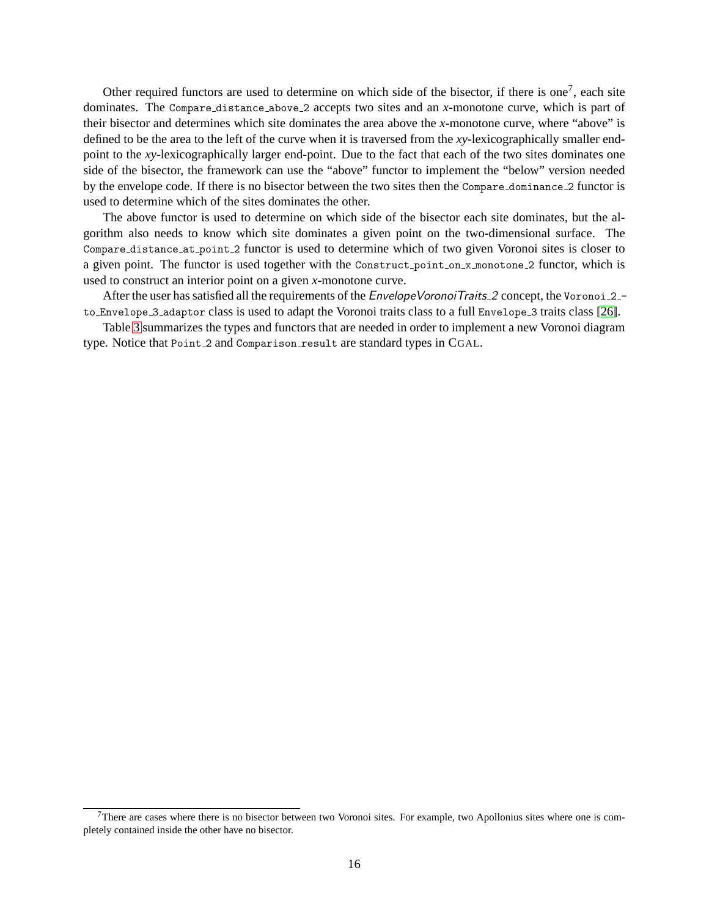Other required functors are used to determine on which side of the bisector, if there is one[7], each site dominates. The `Compare_distance_above_2` accepts two sites and an *x*-monotone curve, which is part of their bisector and determines which site dominates the area above the *x*-monotone curve, where "above" is defined to be the area to the left of the curve when it is traversed from the *xy*-lexicographically smaller end-point to the *xy*-lexicographically larger end-point. Due to the fact that each of the two sites dominates one side of the bisector, the framework can use the "above" functor to implement the "below" version needed by the envelope code. If there is no bisector between the two sites then the `Compare_dominance_2` functor is used to determine which of the sites dominates the other.

The above functor is used to determine on which side of the bisector each site dominates, but the algorithm also needs to know which site dominates a given point on the two-dimensional surface. The `Compare_distance_at_point_2` functor is used to determine which of two given Voronoi sites is closer to a given point. The functor is used together with the `Construct_point_on_x_monotone_2` functor, which is used to construct an interior point on a given *x*-monotone curve.

After the user has satisfied all the requirements of the *EnvelopeVoronoiTraits_2* concept, the `Voronoi_2_to_Envelope_3_adaptor` class is used to adapt the Voronoi traits class to a full `Envelope_3` traits class [26].

Table 3 summarizes the types and functors that are needed in order to implement a new Voronoi diagram type. Notice that `Point_2` and `Comparison_result` are standard types in CGAL.

---

[7] There are cases where there is no bisector between two Voronoi sites. For example, two Apollonius sites where one is completely contained inside the other have no bisector.